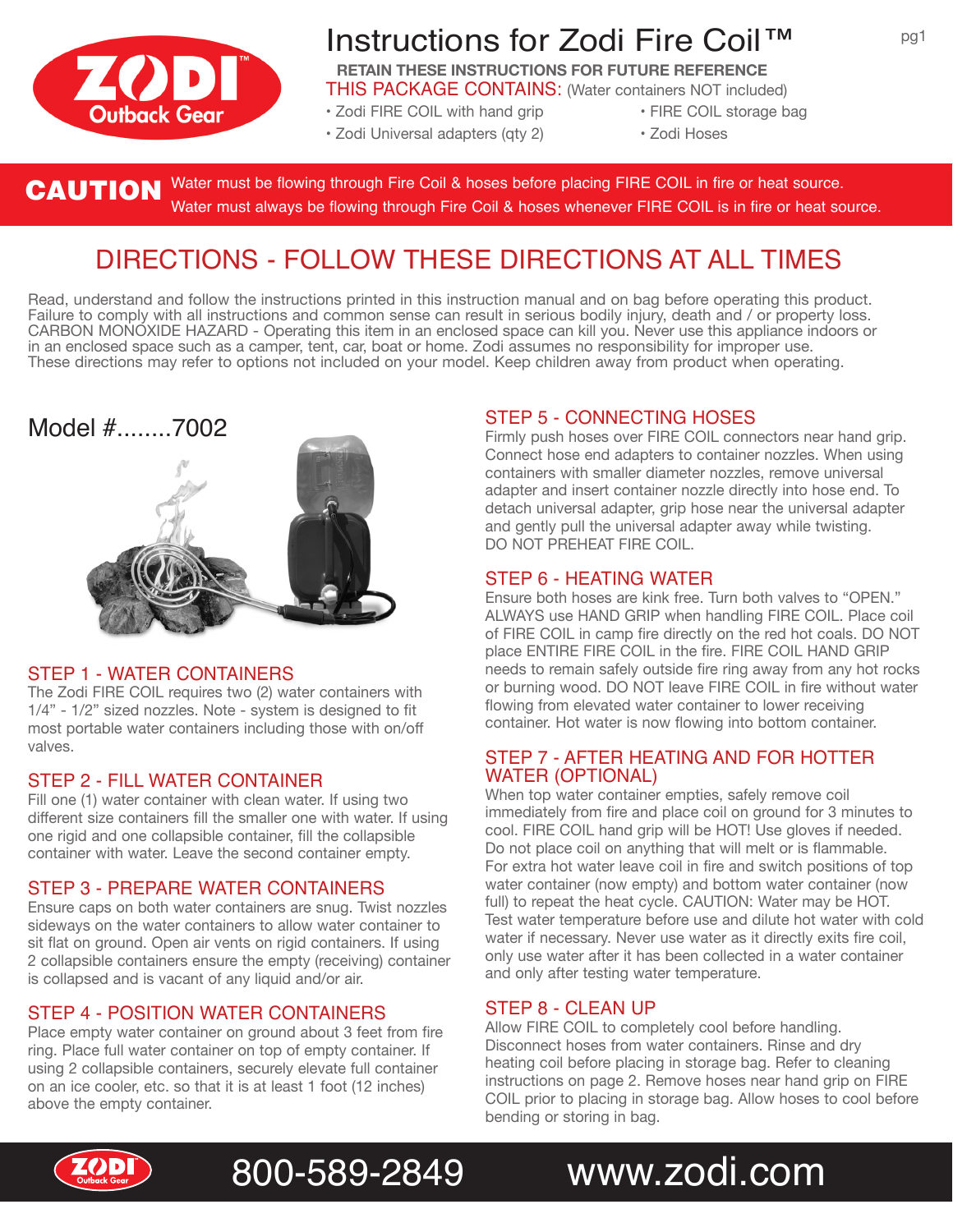# Instructions for Zodi Fire Coil™

**RETAIN THESE INSTRUCTIONS FOR FUTURE REFERENCE**

THIS PACKAGE CONTAINS: (Water containers NOT included)

- Zodi FIRE COIL with hand grip
- Zodi Universal adapters (qty 2)
- FIRE COIL storage bag
- Zodi Hoses

**CAUTION** Water must be flowing through Fire Coil & hoses before placing FIRE COIL in fire or heat source. Water must always be flowing through Fire Coil & hoses whenever FIRE COIL is in fire or heat source.

## DIRECTIONS - FOLLOW THESE DIRECTIONS AT ALL TIMES

Read, understand and follow the instructions printed in this instruction manual and on bag before operating this product. Failure to comply with all instructions and common sense can result in serious bodily injury, death and / or property loss. CARBON MONOXIDE HAZARD - Operating this item in an enclosed space can kill you. Never use this appliance indoors or in an enclosed space such as a camper, tent, car, boat or home. Zodi assumes no responsibility for improper use. These directions may refer to options not included on your model. Keep children away from product when operating.

Model #........7002

### STEP 1 - WATER CONTAINERS

The Zodi FIRE COIL requires two (2) water containers with 1/4" - 1/2" sized nozzles. Note - system is designed to fit most portable water containers including those with on/off valves.

### STEP 2 - FILL WATER CONTAINER

Fill one (1) water container with clean water. If using two different size containers fill the smaller one with water. If using one rigid and one collapsible container, fill the collapsible container with water. Leave the second container empty.

### STEP 3 - PREPARE WATER CONTAINERS

Ensure caps on both water containers are snug. Twist nozzles sideways on the water containers to allow water container to sit flat on ground. Open air vents on rigid containers. If using 2 collapsible containers ensure the empty (receiving) container is collapsed and is vacant of any liquid and/or air.

### STEP 4 - POSITION WATER CONTAINERS

Place empty water container on ground about 3 feet from fire ring. Place full water container on top of empty container. If using 2 collapsible containers, securely elevate full container on an ice cooler, etc. so that it is at least 1 foot (12 inches) above the empty container.

### STEP 5 - CONNECTING HOSES

Firmly push hoses over FIRE COIL connectors near hand grip. Connect hose end adapters to container nozzles. When using containers with smaller diameter nozzles, remove universal adapter and insert container nozzle directly into hose end. To detach universal adapter, grip hose near the universal adapter and gently pull the universal adapter away while twisting. DO NOT PREHEAT FIRE COIL.

### STEP 6 - HEATING WATER

Ensure both hoses are kink free. Turn both valves to "OPEN." ALWAYS use HAND GRIP when handling FIRE COIL. Place coil of FIRE COIL in camp fire directly on the red hot coals. DO NOT place ENTIRE FIRE COIL in the fire. FIRE COIL HAND GRIP needs to remain safely outside fire ring away from any hot rocks or burning wood. DO NOT leave FIRE COIL in fire without water flowing from elevated water container to lower receiving container. Hot water is now flowing into bottom container.

### STEP 7 - AFTER HEATING AND FOR HOTTER WATER (OPTIONAL)

When top water container empties, safely remove coil immediately from fire and place coil on ground for 3 minutes to cool. FIRE COIL hand grip will be HOT! Use gloves if needed. Do not place coil on anything that will melt or is flammable. For extra hot water leave coil in fire and switch positions of top water container (now empty) and bottom water container (now full) to repeat the heat cycle. CAUTION: Water may be HOT. Test water temperature before use and dilute hot water with cold water if necessary. Never use water as it directly exits fire coil, only use water after it has been collected in a water container and only after testing water temperature.

### STEP 8 - CLEAN UP

Allow FIRE COIL to completely cool before handling. Disconnect hoses from water containers. Rinse and dry heating coil before placing in storage bag. Refer to cleaning instructions on page 2. Remove hoses near hand grip on FIRE COIL prior to placing in storage bag. Allow hoses to cool before bending or storing in bag.

800-589-2849 www.zodi.com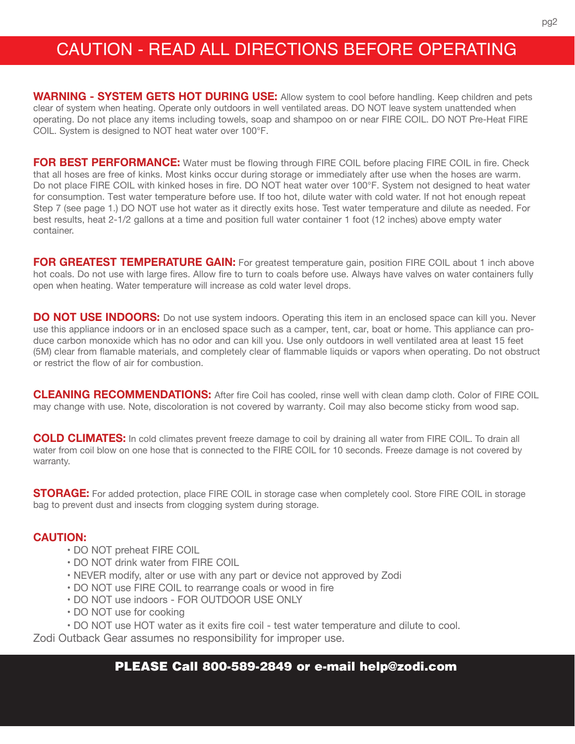# CAUTION - READ ALL DIRECTIONS BEFORE OPERATING

**WARNING - SYSTEM GETS HOT DURING USE:** Allow system to cool before handling. Keep children and pets clear of system when heating. Operate only outdoors in well ventilated areas. DO NOT leave system unattended when operating. Do not place any items including towels, soap and shampoo on or near FIRE COIL. DO NOT Pre-Heat FIRE COIL. System is designed to NOT heat water over 100°F.

**FOR BEST PERFORMANCE:** Water must be flowing through FIRE COIL before placing FIRE COIL in fire. Check that all hoses are free of kinks. Most kinks occur during storage or immediately after use when the hoses are warm. Do not place FIRE COIL with kinked hoses in fire. DO NOT heat water over 100°F. System not designed to heat water for consumption. Test water temperature before use. If too hot, dilute water with cold water. If not hot enough repeat Step 7 (see page 1.) DO NOT use hot water as it directly exits hose. Test water temperature and dilute as needed. For best results, heat 2-1/2 gallons at a time and position full water container 1 foot (12 inches) above empty water container.

**FOR GREATEST TEMPERATURE GAIN:** For greatest temperature gain, position FIRE COIL about 1 inch above hot coals. Do not use with large fires. Allow fire to turn to coals before use. Always have valves on water containers fully open when heating. Water temperature will increase as cold water level drops.

**DO NOT USE INDOORS:** Do not use system indoors. Operating this item in an enclosed space can kill you. Never use this appliance indoors or in an enclosed space such as a camper, tent, car, boat or home. This appliance can produce carbon monoxide which has no odor and can kill you. Use only outdoors in well ventilated area at least 15 feet (5M) clear from flamable materials, and completely clear of flammable liquids or vapors when operating. Do not obstruct or restrict the flow of air for combustion.

**CLEANING RECOMMENDATIONS:** After fire Coil has cooled, rinse well with clean damp cloth. Color of FIRE COIL may change with use. Note, discoloration is not covered by warranty. Coil may also become sticky from wood sap.

**COLD CLIMATES:** In cold climates prevent freeze damage to coil by draining all water from FIRE COIL. To drain all water from coil blow on one hose that is connected to the FIRE COIL for 10 seconds. Freeze damage is not covered by warranty.

**STORAGE:** For added protection, place FIRE COIL in storage case when completely cool. Store FIRE COIL in storage bag to prevent dust and insects from clogging system during storage.

**CAUTION:**

- DO NOT preheat FIRE COIL
- DO NOT drink water from FIRE COIL
- NEVER modify, alter or use with any part or device not approved by Zodi
- DO NOT use FIRE COIL to rearrange coals or wood in fire
- DO NOT use indoors - FOR OUTDOOR USE ONLY
- DO NOT use for cooking
- DO NOT use HOT water as it exits fire coil - test water temperature and dilute to cool.

Zodi Outback Gear assumes no responsibility for improper use.

**PLEASE Call 800-589-2849 or e-mail help@zodi.com**